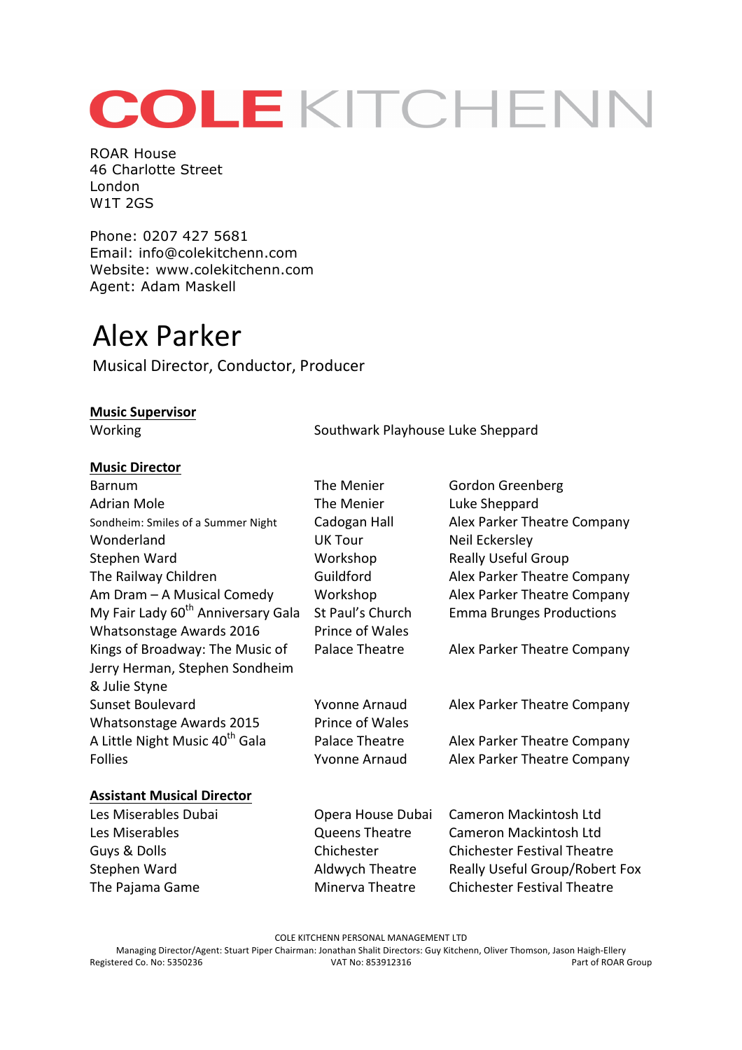# COLE KITCHENN

ROAR House
46 Charlotte Street
London
W1T 2GS

Phone: 0207 427 5681
Email: info@colekitchenn.com
Website: www.colekitchenn.com
Agent: Adam Maskell

# Alex Parker

Musical Director, Conductor, Producer

## Music Supervisor

| | | |
|---|---|---|
| Working | Southwark Playhouse | Luke Sheppard |

## Music Director

| | | |
|---|---|---|
| Barnum | The Menier | Gordon Greenberg |
| Adrian Mole | The Menier | Luke Sheppard |
| Sondheim: Smiles of a Summer Night | Cadogan Hall | Alex Parker Theatre Company |
| Wonderland | UK Tour | Neil Eckersley |
| Stephen Ward | Workshop | Really Useful Group |
| The Railway Children | Guildford | Alex Parker Theatre Company |
| Am Dram – A Musical Comedy | Workshop | Alex Parker Theatre Company |
| My Fair Lady 60th Anniversary Gala | St Paul's Church | Emma Brunges Productions |
| Whatsonstage Awards 2016 | Prince of Wales | |
| Kings of Broadway: The Music of Jerry Herman, Stephen Sondheim & Julie Styne | Palace Theatre | Alex Parker Theatre Company |
| Sunset Boulevard | Yvonne Arnaud | Alex Parker Theatre Company |
| Whatsonstage Awards 2015 | Prince of Wales | |
| A Little Night Music 40th Gala | Palace Theatre | Alex Parker Theatre Company |
| Follies | Yvonne Arnaud | Alex Parker Theatre Company |

## Assistant Musical Director

| | | |
|---|---|---|
| Les Miserables Dubai | Opera House Dubai | Cameron Mackintosh Ltd |
| Les Miserables | Queens Theatre | Cameron Mackintosh Ltd |
| Guys & Dolls | Chichester | Chichester Festival Theatre |
| Stephen Ward | Aldwych Theatre | Really Useful Group/Robert Fox |
| The Pajama Game | Minerva Theatre | Chichester Festival Theatre |

COLE KITCHENN PERSONAL MANAGEMENT LTD
Managing Director/Agent: Stuart Piper Chairman: Jonathan Shalit Directors: Guy Kitchenn, Oliver Thomson, Jason Haigh-Ellery
Registered Co. No: 5350236 VAT No: 853912316 Part of ROAR Group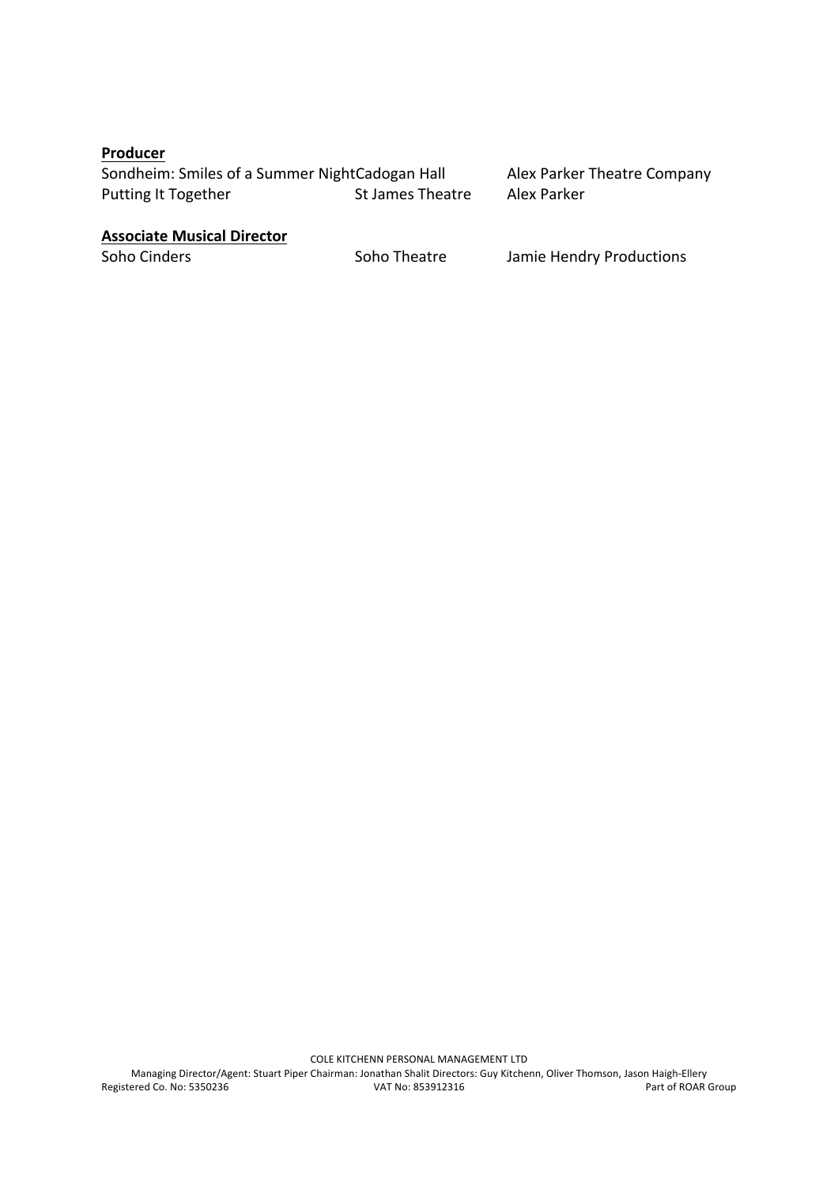**Producer**

| | | |
|---|---|---|
| Sondheim: Smiles of a Summer Night | Cadogan Hall | Alex Parker Theatre Company |
| Putting It Together | St James Theatre | Alex Parker |

**Associate Musical Director**

| | | |
|---|---|---|
| Soho Cinders | Soho Theatre | Jamie Hendry Productions |